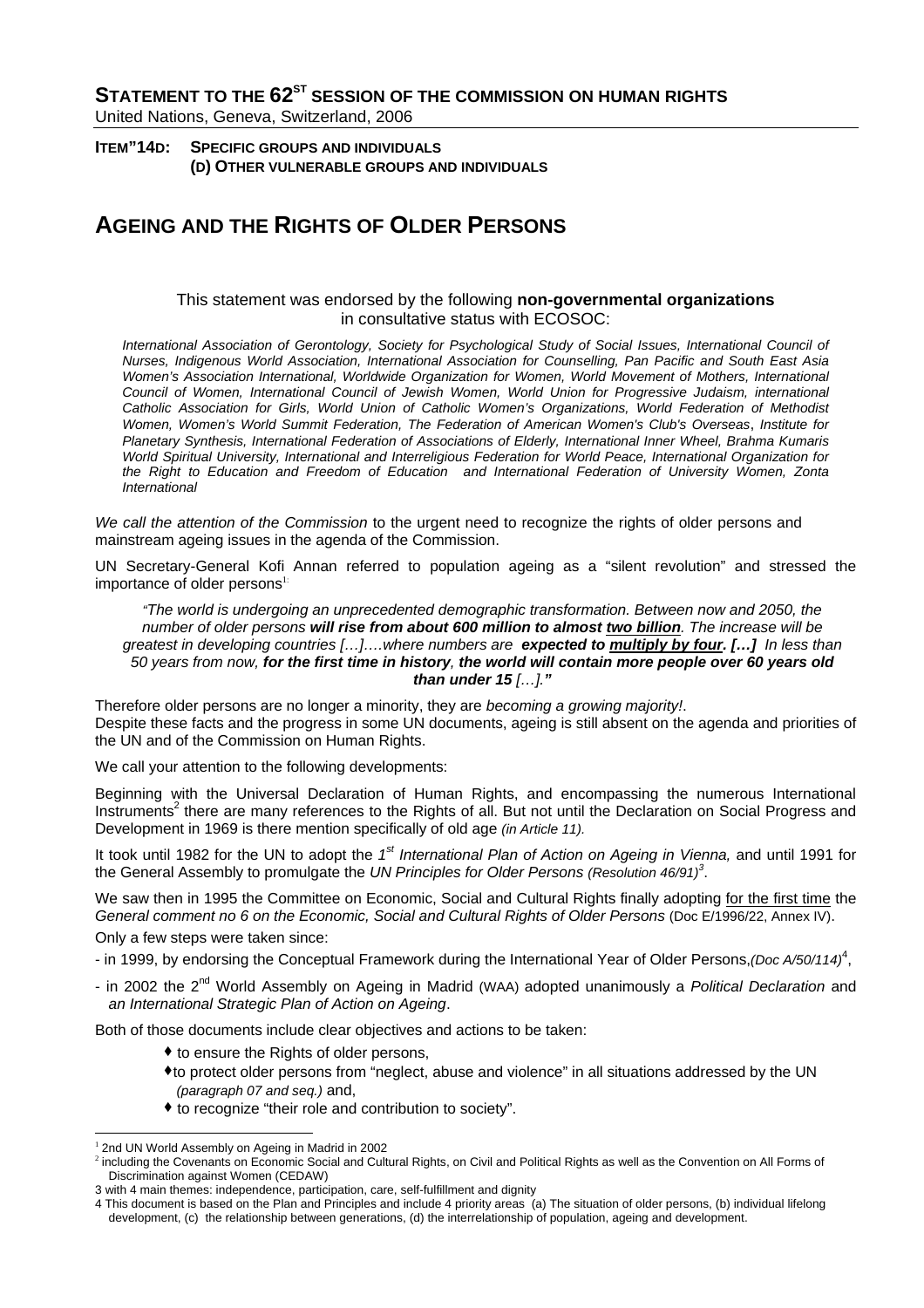# STATEMENT TO THE 62[ST] SESSION OF THE COMMISSION ON HUMAN RIGHTS

United Nations, Geneva, Switzerland, 2006

**ITEM"14D: SPECIFIC GROUPS AND INDIVIDUALS**
**(D) OTHER VULNERABLE GROUPS AND INDIVIDUALS**

## AGEING AND THE RIGHTS OF OLDER PERSONS

This statement was endorsed by the following **non-governmental organizations** in consultative status with ECOSOC:

*International Association of Gerontology, Society for Psychological Study of Social Issues, International Council of Nurses, Indigenous World Association, International Association for Counselling, Pan Pacific and South East Asia Women's Association International, Worldwide Organization for Women, World Movement of Mothers, International Council of Women, International Council of Jewish Women, World Union for Progressive Judaism, international Catholic Association for Girls, World Union of Catholic Women's Organizations, World Federation of Methodist Women, Women's World Summit Federation, The Federation of American Women's Club's Overseas, Institute for Planetary Synthesis, International Federation of Associations of Elderly, International Inner Wheel, Brahma Kumaris World Spiritual University, International and Interreligious Federation for World Peace, International Organization for the Right to Education and Freedom of Education and International Federation of University Women, Zonta International*

*We call the attention of the Commission* to the urgent need to recognize the rights of older persons and mainstream ageing issues in the agenda of the Commission.

UN Secretary-General Kofi Annan referred to population ageing as a "silent revolution" and stressed the importance of older persons[1]:

> *"The world is undergoing an unprecedented demographic transformation. Between now and 2050, the number of older persons* ***will rise from about 600 million to almost <u>two billion</u>****. The increase will be greatest in developing countries […]….where numbers are* ***expected to <u>multiply by four</u>. […]*** *In less than 50 years from now,* ***for the first time in history****,* ***the world will contain more people over 60 years old than under 15*** *[…]."*

Therefore older persons are no longer a minority, they are *becoming a growing majority!*.
Despite these facts and the progress in some UN documents, ageing is still absent on the agenda and priorities of the UN and of the Commission on Human Rights.

We call your attention to the following developments:

Beginning with the Universal Declaration of Human Rights, and encompassing the numerous International Instruments[2] there are many references to the Rights of all. But not until the Declaration on Social Progress and Development in 1969 is there mention specifically of old age *(in Article 11).*

It took until 1982 for the UN to adopt the *1[st] International Plan of Action on Ageing in Vienna,* and until 1991 for the General Assembly to promulgate the *UN Principles for Older Persons (Resolution 46/91)[3]*.

We saw then in 1995 the Committee on Economic, Social and Cultural Rights finally adopting <u>for the first time</u> the *General comment no 6 on the Economic, Social and Cultural Rights of Older Persons* (Doc E/1996/22, Annex IV).

Only a few steps were taken since:

- in 1999, by endorsing the Conceptual Framework during the International Year of Older Persons,*(Doc A/50/114)*[4],
- in 2002 the 2[nd] World Assembly on Ageing in Madrid (WAA) adopted unanimously a *Political Declaration* and *an International Strategic Plan of Action on Ageing*.

Both of those documents include clear objectives and actions to be taken:

- to ensure the Rights of older persons,
- to protect older persons from "neglect, abuse and violence" in all situations addressed by the UN *(paragraph 07 and seq.)* and,
- to recognize "their role and contribution to society".

---

[1] 2nd UN World Assembly on Ageing in Madrid in 2002

[2] including the Covenants on Economic Social and Cultural Rights, on Civil and Political Rights as well as the Convention on All Forms of Discrimination against Women (CEDAW)

3 with 4 main themes: independence, participation, care, self-fulfillment and dignity

4 This document is based on the Plan and Principles and include 4 priority areas (a) The situation of older persons, (b) individual lifelong development, (c) the relationship between generations, (d) the interrelationship of population, ageing and development.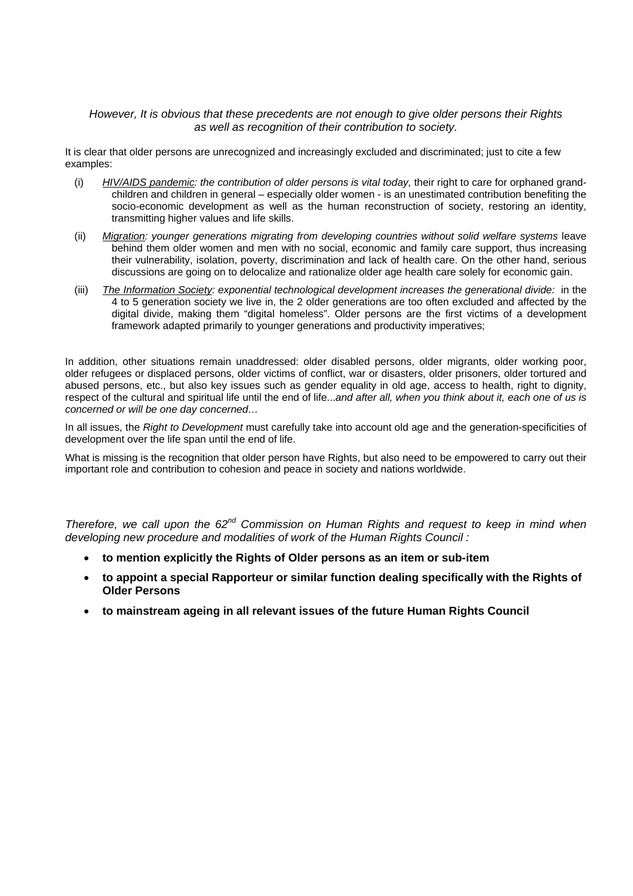*However, It is obvious that these precedents are not enough to give older persons their Rights as well as recognition of their contribution to society.*

It is clear that older persons are unrecognized and increasingly excluded and discriminated; just to cite a few examples:

(i) *<u>HIV/AIDS pandemic</u>: the contribution of older persons is vital today,* their right to care for orphaned grand-children and children in general – especially older women - is an unestimated contribution benefiting the socio-economic development as well as the human reconstruction of society, restoring an identity, transmitting higher values and life skills.

(ii) *<u>Migration</u>: younger generations migrating from developing countries without solid welfare systems* leave behind them older women and men with no social, economic and family care support, thus increasing their vulnerability, isolation, poverty, discrimination and lack of health care. On the other hand, serious discussions are going on to delocalize and rationalize older age health care solely for economic gain.

(iii) *<u>The Information Society</u>: exponential technological development increases the generational divide:* in the 4 to 5 generation society we live in, the 2 older generations are too often excluded and affected by the digital divide, making them "digital homeless". Older persons are the first victims of a development framework adapted primarily to younger generations and productivity imperatives;

In addition, other situations remain unaddressed: older disabled persons, older migrants, older working poor, older refugees or displaced persons, older victims of conflict, war or disasters, older prisoners, older tortured and abused persons, etc., but also key issues such as gender equality in old age, access to health, right to dignity, respect of the cultural and spiritual life until the end of life...*and after all, when you think about it, each one of us is concerned or will be one day concerned…*

In all issues, the *Right to Development* must carefully take into account old age and the generation-specificities of development over the life span until the end of life.

What is missing is the recognition that older person have Rights, but also need to be empowered to carry out their important role and contribution to cohesion and peace in society and nations worldwide.

*Therefore, we call upon the 62nd Commission on Human Rights and request to keep in mind when developing new procedure and modalities of work of the Human Rights Council :*

- **to mention explicitly the Rights of Older persons as an item or sub-item**
- **to appoint a special Rapporteur or similar function dealing specifically with the Rights of Older Persons**
- **to mainstream ageing in all relevant issues of the future Human Rights Council**